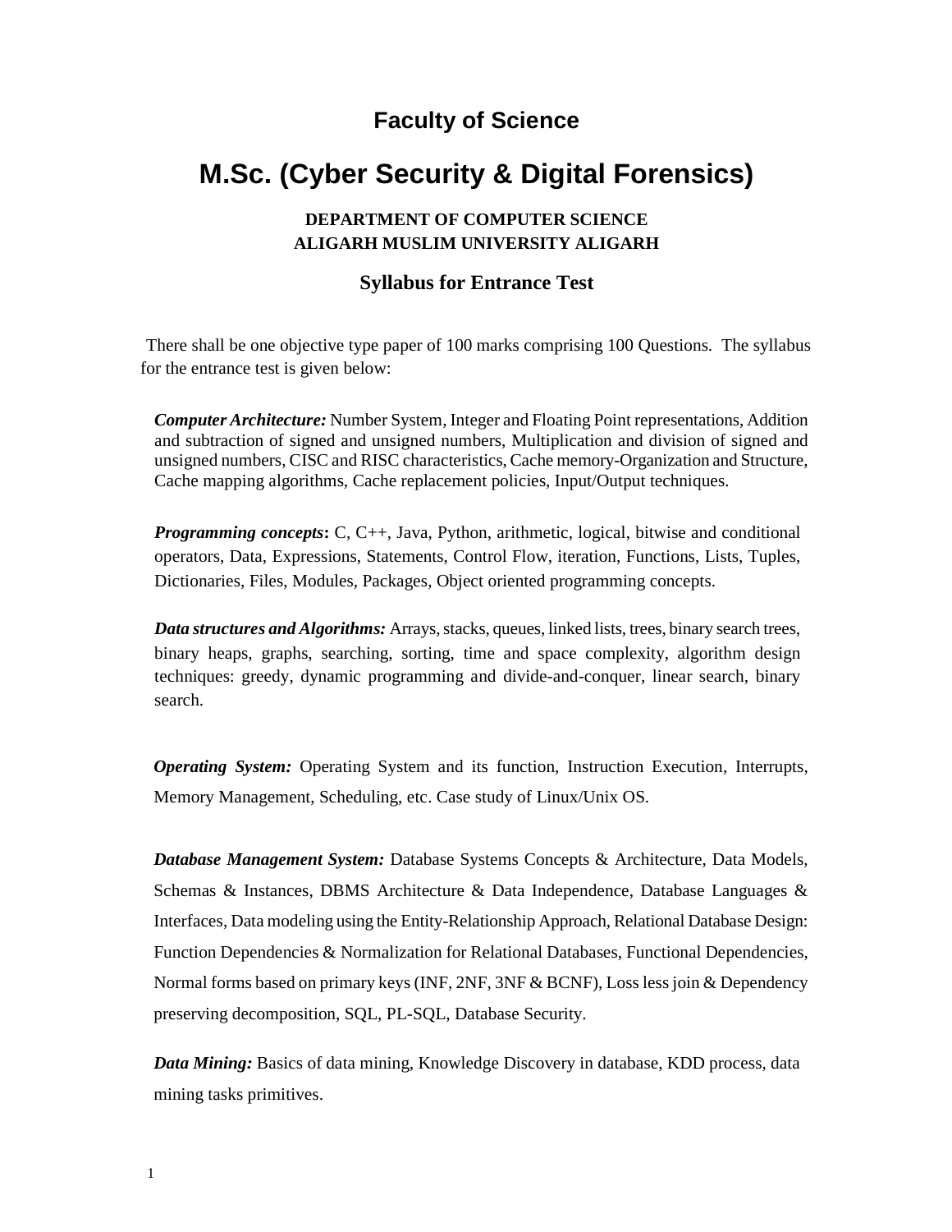## Faculty of Science

# M.Sc. (Cyber Security & Digital Forensics)

**DEPARTMENT OF COMPUTER SCIENCE**
**ALIGARH MUSLIM UNIVERSITY ALIGARH**

### Syllabus for Entrance Test

There shall be one objective type paper of 100 marks comprising 100 Questions. The syllabus for the entrance test is given below:

***Computer Architecture:*** Number System, Integer and Floating Point representations, Addition and subtraction of signed and unsigned numbers, Multiplication and division of signed and unsigned numbers, CISC and RISC characteristics, Cache memory-Organization and Structure, Cache mapping algorithms, Cache replacement policies, Input/Output techniques.

***Programming concepts*:** C, C++, Java, Python, arithmetic, logical, bitwise and conditional operators, Data, Expressions, Statements, Control Flow, iteration, Functions, Lists, Tuples, Dictionaries, Files, Modules, Packages, Object oriented programming concepts.

***Data structures and Algorithms:*** Arrays, stacks, queues, linked lists, trees, binary search trees, binary heaps, graphs, searching, sorting, time and space complexity, algorithm design techniques: greedy, dynamic programming and divide-and-conquer, linear search, binary search.

***Operating System:*** Operating System and its function, Instruction Execution, Interrupts, Memory Management, Scheduling, etc. Case study of Linux/Unix OS.

***Database Management System:*** Database Systems Concepts & Architecture, Data Models, Schemas & Instances, DBMS Architecture & Data Independence, Database Languages & Interfaces, Data modeling using the Entity-Relationship Approach, Relational Database Design: Function Dependencies & Normalization for Relational Databases, Functional Dependencies, Normal forms based on primary keys (INF, 2NF, 3NF & BCNF), Loss less join & Dependency preserving decomposition, SQL, PL-SQL, Database Security.

***Data Mining:*** Basics of data mining, Knowledge Discovery in database, KDD process, data mining tasks primitives.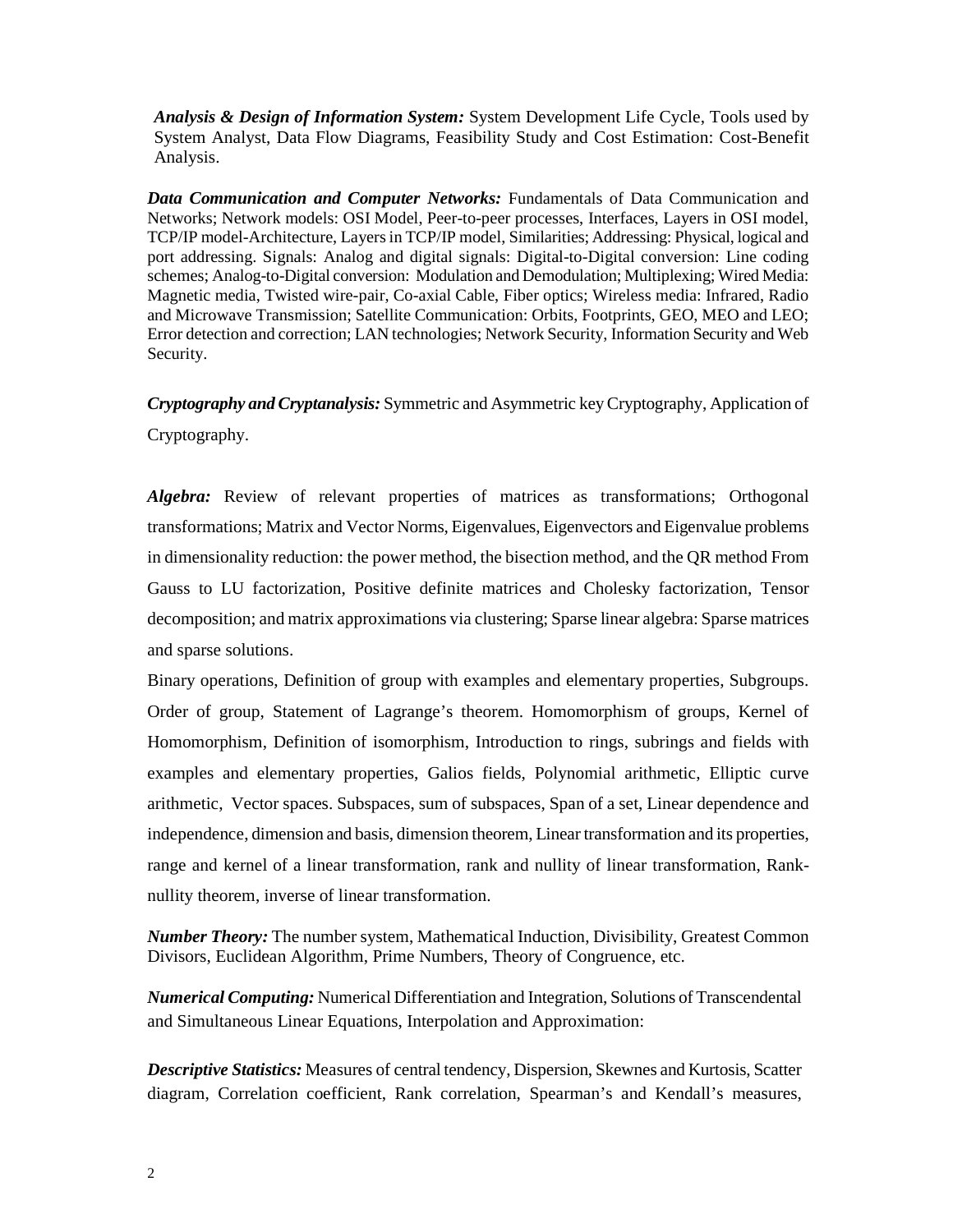***Analysis & Design of Information System:*** System Development Life Cycle, Tools used by System Analyst, Data Flow Diagrams, Feasibility Study and Cost Estimation: Cost-Benefit Analysis.

***Data Communication and Computer Networks:*** Fundamentals of Data Communication and Networks; Network models: OSI Model, Peer-to-peer processes, Interfaces, Layers in OSI model, TCP/IP model-Architecture, Layers in TCP/IP model, Similarities; Addressing: Physical, logical and port addressing. Signals: Analog and digital signals: Digital-to-Digital conversion: Line coding schemes; Analog-to-Digital conversion: Modulation and Demodulation; Multiplexing; Wired Media: Magnetic media, Twisted wire-pair, Co-axial Cable, Fiber optics; Wireless media: Infrared, Radio and Microwave Transmission; Satellite Communication: Orbits, Footprints, GEO, MEO and LEO; Error detection and correction; LAN technologies; Network Security, Information Security and Web Security.

***Cryptography and Cryptanalysis:*** Symmetric and Asymmetric key Cryptography, Application of Cryptography.

***Algebra:*** Review of relevant properties of matrices as transformations; Orthogonal transformations; Matrix and Vector Norms, Eigenvalues, Eigenvectors and Eigenvalue problems in dimensionality reduction: the power method, the bisection method, and the QR method From Gauss to LU factorization, Positive definite matrices and Cholesky factorization, Tensor decomposition; and matrix approximations via clustering; Sparse linear algebra: Sparse matrices and sparse solutions.

Binary operations, Definition of group with examples and elementary properties, Subgroups. Order of group, Statement of Lagrange's theorem. Homomorphism of groups, Kernel of Homomorphism, Definition of isomorphism, Introduction to rings, subrings and fields with examples and elementary properties, Galios fields, Polynomial arithmetic, Elliptic curve arithmetic, Vector spaces. Subspaces, sum of subspaces, Span of a set, Linear dependence and independence, dimension and basis, dimension theorem, Linear transformation and its properties, range and kernel of a linear transformation, rank and nullity of linear transformation, Rank-nullity theorem, inverse of linear transformation.

***Number Theory:*** The number system, Mathematical Induction, Divisibility, Greatest Common Divisors, Euclidean Algorithm, Prime Numbers, Theory of Congruence, etc.

***Numerical Computing:*** Numerical Differentiation and Integration, Solutions of Transcendental and Simultaneous Linear Equations, Interpolation and Approximation:

***Descriptive Statistics:*** Measures of central tendency, Dispersion, Skewnes and Kurtosis, Scatter diagram, Correlation coefficient, Rank correlation, Spearman's and Kendall's measures,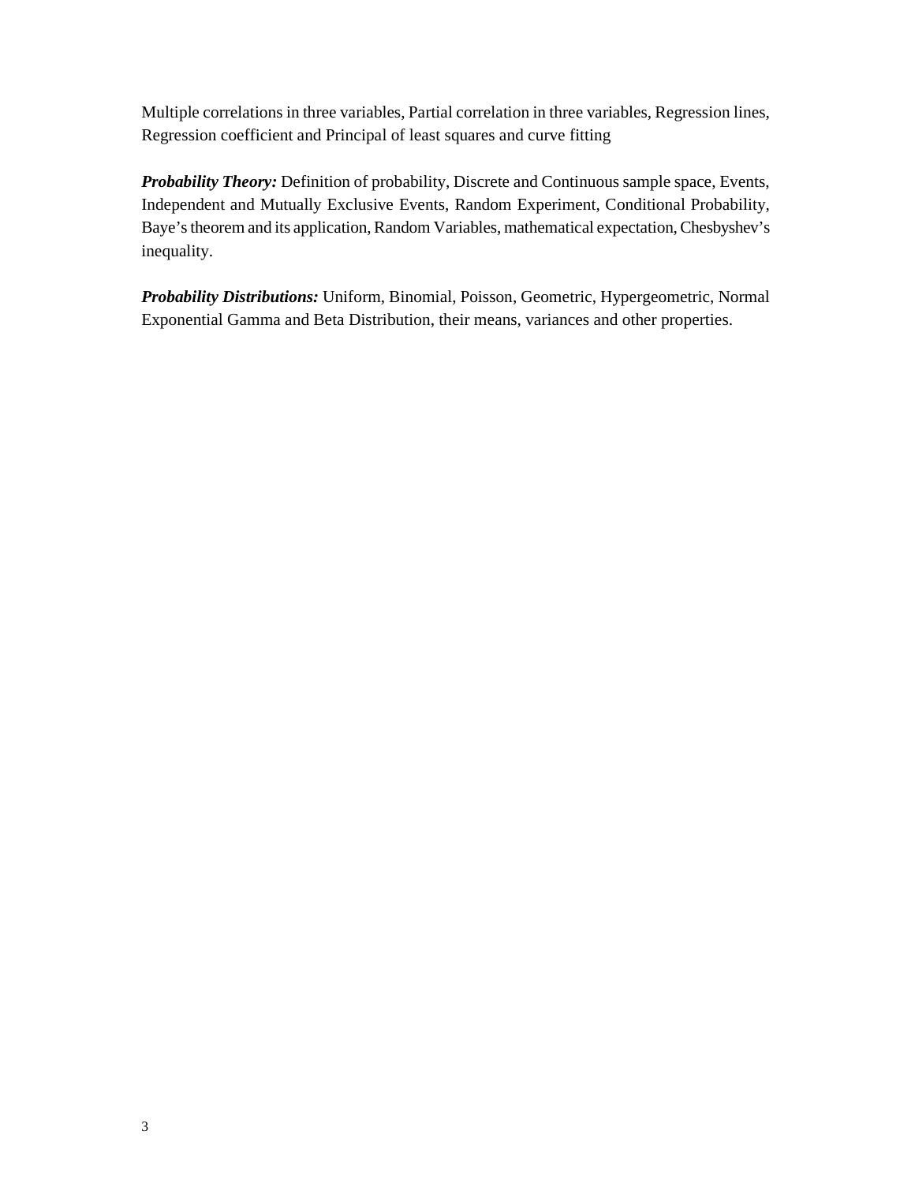Multiple correlations in three variables, Partial correlation in three variables, Regression lines, Regression coefficient and Principal of least squares and curve fitting

***Probability Theory:*** Definition of probability, Discrete and Continuous sample space, Events, Independent and Mutually Exclusive Events, Random Experiment, Conditional Probability, Baye's theorem and its application, Random Variables, mathematical expectation, Chesbyshev's inequality.

***Probability Distributions:*** Uniform, Binomial, Poisson, Geometric, Hypergeometric, Normal Exponential Gamma and Beta Distribution, their means, variances and other properties.